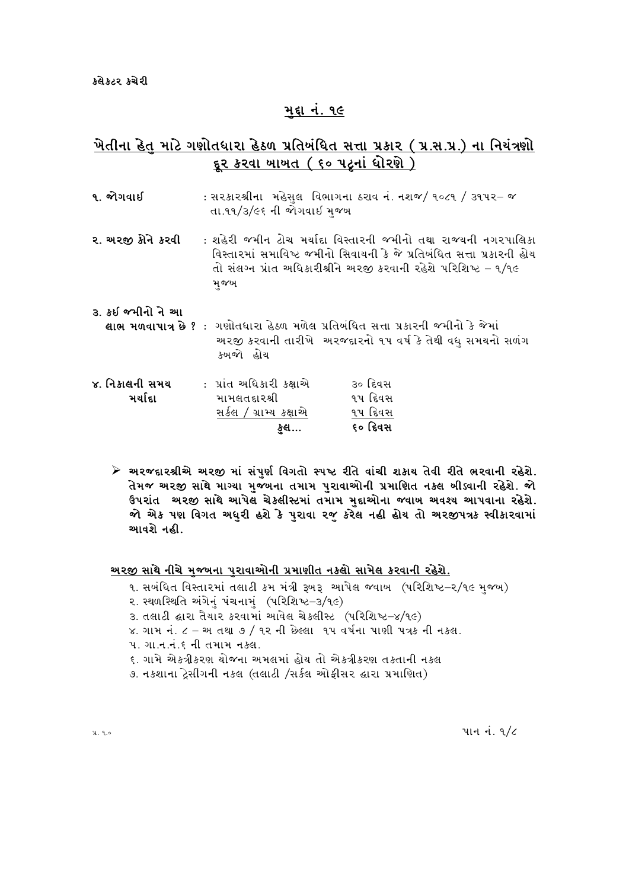કલેકટર કચેરી

## મુદ્દા નં. ૧૯

## ખેતીના હેતુ માટે ગણોતધારા હેઠળ પ્રતિબંધિત સત્તા પ્રકાર ( પ્ર.સ.પ્ર.) ના નિયંત્રણો દૂર કરવા બાબત ( ૬૦ પટ્ટાનાં ધોરણે )

**૧. જોગવાઈ** : સરકારશ્રીના મહેસુલ વિભાગના ઠરાવ નં. નશજ/ ૧૦૮૧ / ૩૧૫૨– જ તા.૧૧/૩/૯૬ ની જોગવાઈ મુજબ

**૨. અરજી કોને કરવી** : શહેરી જમીન ટોચ મર્યાદા વિસ્તારની જમીનો તથા રાજ્યની નગરપાલિકા વિસ્તારમાં સમાવિષ્ટ જમીનો સિવાયની કે જે પ્રતિબંધિત સત્તા પ્રકારની હોય તો સંલગ્ન પ્રાંત અધિકારીશ્રીને અરજી કરવાની રહેશે પરિશિષ્ટ – ૧/૧૯ મુજબ

**૩. કઈ જમીનો ને આ લાભ મળવાપાત્ર છે ?** : ગણોતધારા હેઠળ મળેલ પ્રતિબંધિત સત્તા પ્રકારની જમીનો કે જેમાં અરજી કરવાની તારીખે અરજદારનો ૧૫ વર્ષ કે તેથી વધુ સમયનો સળંગ કબજો હોય

**૪. નિકાલની સમય મર્યાદા** :

| | |
|---|---|
| પ્રાંત અધિકારી કક્ષાએ | ૩૦ દિવસ |
| મામલતદારશ્રી | ૧૫ દિવસ |
| સર્કલ / ગ્રામ્ય કક્ષાએ | ૧૫ દિવસ |
| **કુલ...** | **૬૦ દિવસ** |

- **અરજદારશ્રીએ અરજી માં સંપુર્ણ વિગતો સ્પષ્ટ રીતે વાંચી શકાય તેવી રીતે ભરવાની રહેશે. તેમજ અરજી સાથે માગ્યા મુજબના તમામ પુરાવાઓની પ્રમાણિત નકલ બીડવાની રહેશે. જો ઉપરાંત અરજી સાથે આપેલ ચેકલીસ્ટમાં તમામ મુદ્દાઓના જવાબ અવશ્ય આપવાના રહેશે. જો એક પણ વિગત અધુરી હશે કે પુરાવા રજુ કરેલ નહી હોય તો અરજીપત્રક સ્વીકારવામાં આવશે નહી.**

**અરજી સાથે નીચે મુજબના પુરાવાઓની પ્રમાણીત નકલો સામેલ કરવાની રહેશે.**

૧. સબંધિત વિસ્તારમાં તલાટી કમ મંત્રી રૂબરૂ આપેલ જવાબ (પરિશિષ્ટ–૨/૧૯ મુજબ)
૨. સ્થળસ્થિતિ અંગેનું પંચનામું (પરિશિષ્ટ–૩/૧૯)
૩. તલાટી દ્વારા તૈયાર કરવામાં આવેલ ચેકલીસ્ટ (પરિશિષ્ટ–૪/૧૯)
૪. ગામ નં. ૮ – અ તથા ૭ / ૧૨ ની છેલ્લા ૧૫ વર્ષના પાણી પત્રક ની નકલ.
૫. ગા.ન.નં.૬ ની તમામ નકલ.
૬. ગામે એકત્રીકરણ યોજના અમલમાં હોય તો એકત્રીકરણ તકતાની નકલ
૭. નકશાના ટ્રેસીંગની નકલ (તલાટી /સર્કલ ઓફીસર દ્વારા પ્રમાણિત)

પ્ર. ૧.૦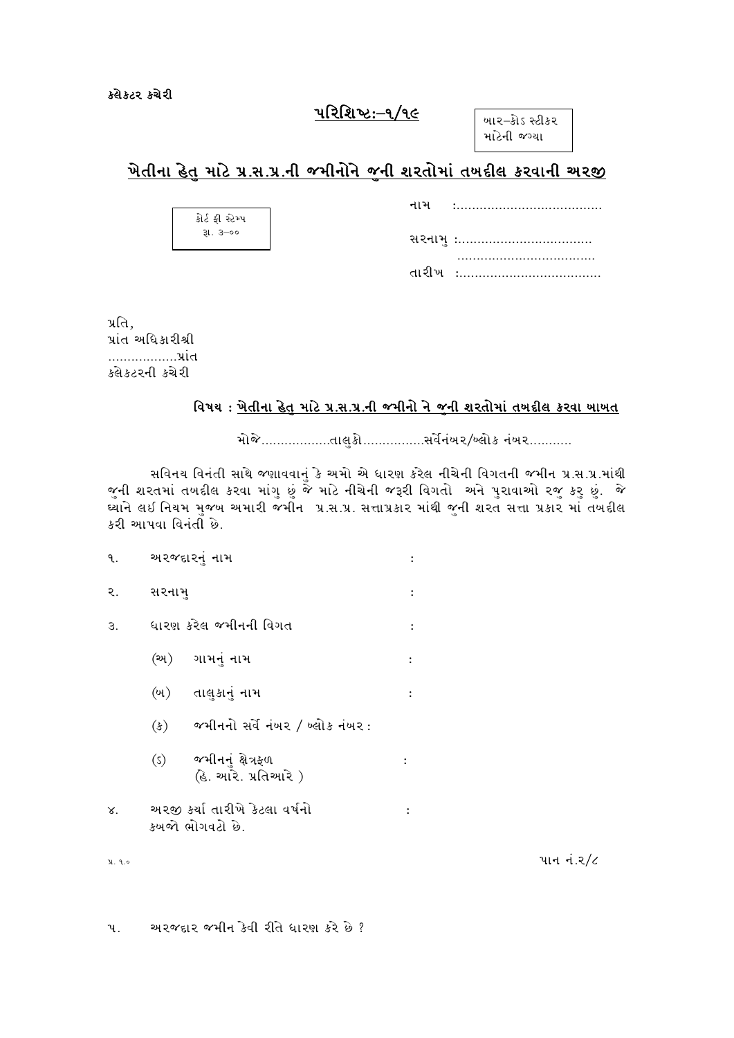કલેકટર કચેરી

**પરિશિષ્ટઃ–૧/૧૯**

| બાર–કોડ સ્ટીકર માટેની જગ્યા |
|---|

## ખેતીના હેતુ માટે પ્ર.સ.પ્ર.ની જમીનોને જુની શરતોમાં તબદીલ કરવાની અરજી

| કોર્ટ ફી સ્ટેમ્પ રૂા. ૩–૦૦ |
|---|

નામ :......................................

સરનામુ :...................................

....................................

તારીખ :.....................................

પ્રતિ,
પ્રાંત અધિકારીશ્રી
..................પ્રાંત
કલેકટરની કચેરી

**વિષય : ખેતીના હેતુ માટે પ્ર.સ.પ્ર.ની જમીનો ને જુની શરતોમાં તબદીલ કરવા બાબત**

મોજે..................તાલુકો................સર્વેનંબર/બ્લોક નંબર...........

સવિનય વિનંતી સાથે જણાવવાનું કે અમો એ ધારણ કરેલ નીચેની વિગતની જમીન પ્ર.સ.પ્ર.માંથી જુની શરતમાં તબદીલ કરવા માંગુ છું જે માટે નીચેની જરૂરી વિગતો અને પુરાવાઓ રજુ કરુ છું. જે ધ્યાને લઈ નિયમ મુજબ અમારી જમીન પ્ર.સ.પ્ર. સત્તાપ્રકાર માંથી જુની શરત સત્તા પ્રકાર માં તબદીલ કરી આપવા વિનંતી છે.

૧. અરજદારનું નામ :

૨. સરનામુ :

૩. ધારણ કરેલ જમીનની વિગત :

 (અ) ગામનું નામ :

 (બ) તાલુકાનું નામ :

 (ક) જમીનનો સર્વે નંબર / બ્લોક નંબર :

 (ડ) જમીનનું ક્ષેત્રફળ (હે. આરે. પ્રતિઆરે ) :

૪. અરજી કર્યા તારીખે કેટલા વર્ષનો કબજો ભોગવટો છે. :

પ્ર. ૧.૦

૫. અરજદાર જમીન કેવી રીતે ધારણ કરે છે ?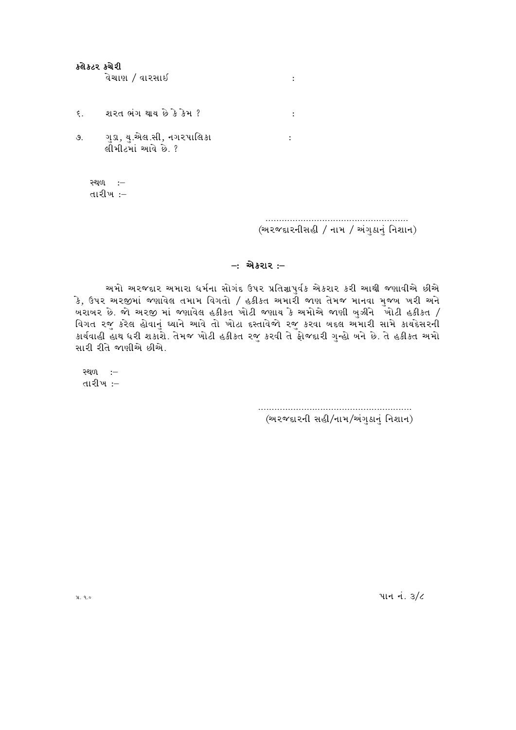**કલેકટર કચેરી**

વેચાણ / વારસાઈ :

૬. શરત ભંગ થાય છે કે કેમ ? :

૭. ગુડા, યુ.એલ.સી, નગરપાલિકા લીમીટમાં આવે છે. ? :

સ્થળ :–
તારીખ :–

.....................................................
(અરજદારનીસહી / નામ / અંગુઠાનું નિશાન)

## –: એકરાર :–

અમો અરજદાર અમારા ધર્મના સોગંદ ઉપર પ્રતિજ્ઞાપુર્વક એકરાર કરી આથી જણાવીએ છીએ કે, ઉપર અરજીમાં જણાવેલ તમામ વિગતો / હકીકત અમારી જાણ તેમજ માનવા મુજબ ખરી અને બરાબર છે. જો અરજી માં જણાવેલ હકીકત ખોટી જણાય કે અમોએ જાણી બુજીને ખોટી હકીકત / વિગત રજુ કરેલ હોવાનું ધ્યાને આવે તો ખોટા દસ્તાવેજો રજુ કરવા બદલ અમારી સામે કાયદેસરની કાર્યવાહી હાથ ધરી શકાશે. તેમજ ખોટી હકીકત રજુ કરવી તે ફોજદારી ગુન્હો બને છે. તે હકીકત અમો સારી રીતે જાણીએ છીએ.

સ્થળ :–
તારીખ :–

.........................................................
(અરજદારની સહી/નામ/અંગુઠાનું નિશાન)

પ્ર. ૧.૦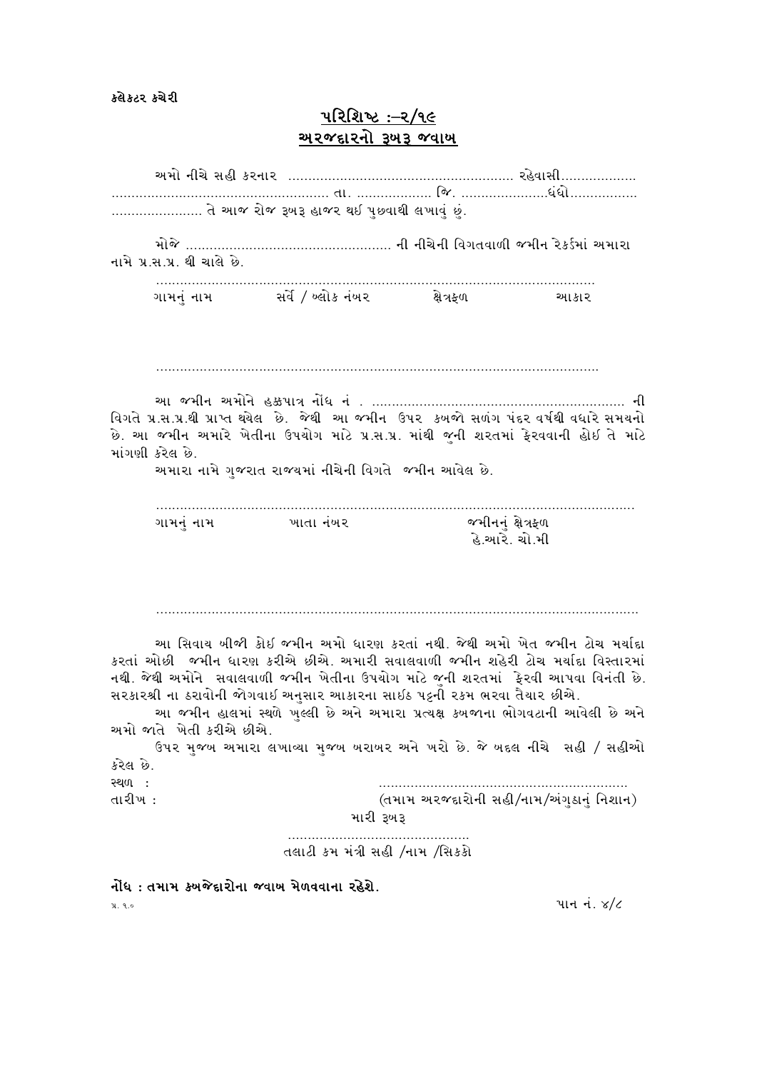કલેકટર કચેરી

## પરિશિષ્ટ :–૨/૧૯
## અરજદારનો રૂબરૂ જવાબ

અમો નીચે સહી કરનાર ........................................................ રહેવાસી.................. ...................................................... તા. .................. જિ. .....................ધંધો................. ....................... તે આજ રોજ રૂબરૂ હાજર થઈ પુછવાથી લખાવું છું.

મોજે .................................................... ની નીચેની વિગતવાળી જમીન રેકર્ડમાં અમારા નામે પ્ર.સ.પ્ર. થી ચાલે છે.

| ગામનું નામ | સર્વે / બ્લોક નંબર | ક્ષેત્રફળ | આકાર |
|---|---|---|---|
| | | | |

આ જમીન અમોને હક્કપાત્ર નોંધ નં . ................................................................ ની વિગતે પ્ર.સ.પ્ર.થી પ્રાપ્ત થયેલ છે. જેથી આ જમીન ઉપર કબજો સળંગ પંદર વર્ષથી વધારે સમયનો છે. આ જમીન અમારે ખેતીના ઉપયોગ માટે પ્ર.સ.પ્ર. માંથી જુની શરતમાં ફેરવવાની હોઈ તે માટે માંગણી કરેલ છે.

અમારા નામે ગુજરાત રાજ્યમાં નીચેની વિગતે જમીન આવેલ છે.

| ગામનું નામ | ખાતા નંબર | જમીનનું ક્ષેત્રફળ હે.આરે. ચો.મી |
|---|---|---|
| | | |

આ સિવાય બીજી કોઈ જમીન અમો ધારણ કરતાં નથી. જેથી અમો ખેત જમીન ટોચ મર્યાદા કરતાં ઓછી જમીન ધારણ કરીએ છીએ. અમારી સવાલવાળી જમીન શહેરી ટોચ મર્યાદા વિસ્તારમાં નથી. જેથી અમોને સવાલવાળી જમીન ખેતીના ઉપયોગ માટે જુની શરતમાં ફેરવી આપવા વિનંતી છે. સરકારશ્રી ના ઠરાવોની જોગવાઈ અનુસાર આકારના સાઈઠ પટ્ટની રકમ ભરવા તૈયાર છીએ.

આ જમીન હાલમાં સ્થળે ખુલ્લી છે અને અમારા પ્રત્યક્ષ કબજાના ભોગવટાની આવેલી છે અને અમો જાતે ખેતી કરીએ છીએ.

ઉપર મુજબ અમારા લખાવ્યા મુજબ બરાબર અને ખરો છે. જે બદલ નીચે સહી / સહીઓ કરેલ છે.

સ્થળ :

તારીખ :

..............................................................
(તમામ અરજદારોની સહી/નામ/અંગુઠાનું નિશાન)

મારી રૂબરૂ

..............................................
તલાટી કમ મંત્રી સહી /નામ /સિકકો

**નોંધ : તમામ કબજેદારોના જવાબ મેળવવાના રહેશે.**

પ્ર. ૧.૦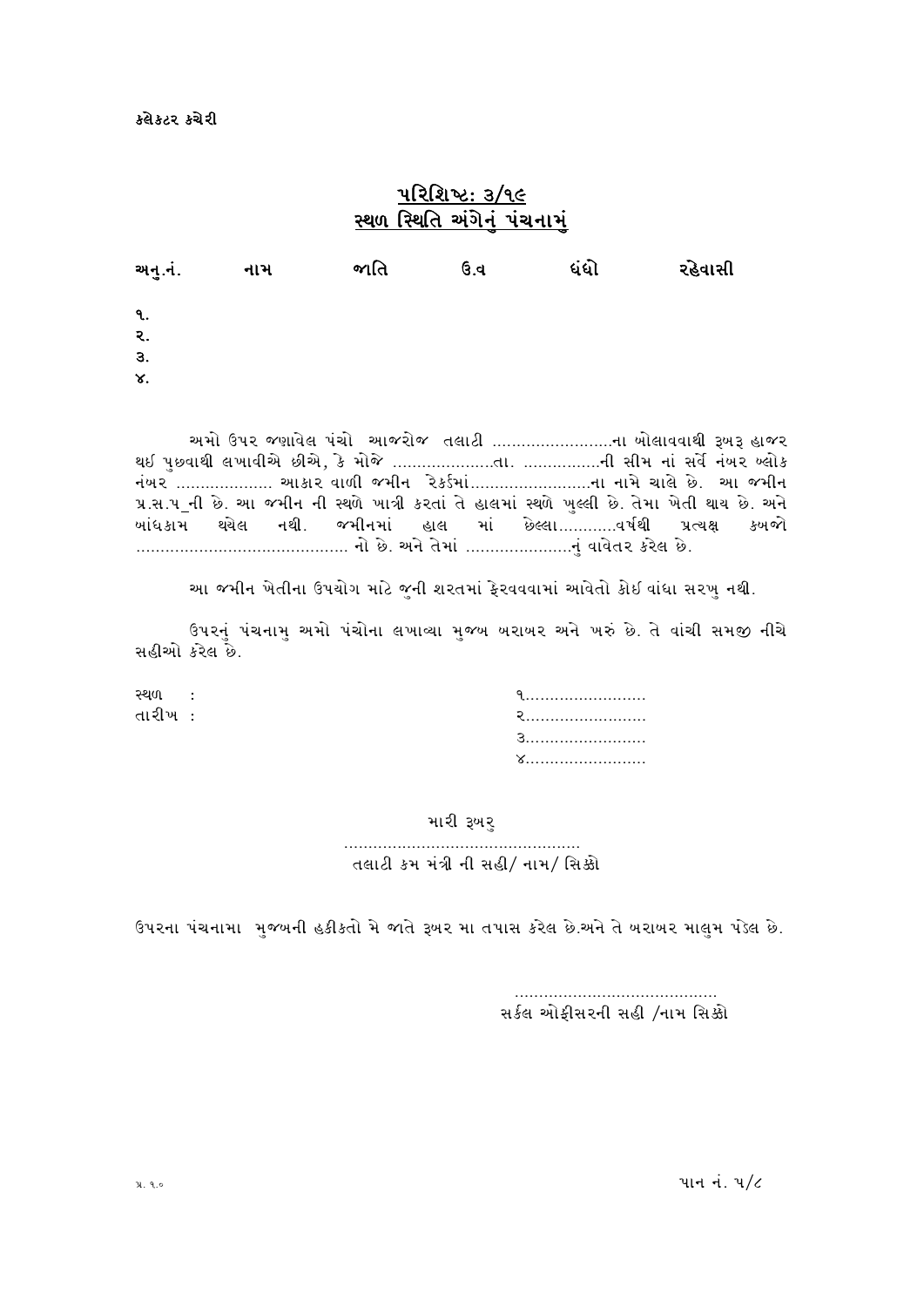કલેક્ટર કચેરી

## પરિશિષ્ટ: ૩/૧૯
## સ્થળ સ્થિતિ અંગેનું પંચનામું

| અનુ.નં. | નામ | જાતિ | ઉ.વ | ધંધો | રહેવાસી |
|---|---|---|---|---|---|
| ૧. | | | | | |
| ૨. | | | | | |
| ૩. | | | | | |
| ૪. | | | | | |

અમો ઉપર જણાવેલ પંચો આજરોજ તલાટી .........................ના બોલાવવાથી રૂબરૂ હાજર થઈ પુછવાથી લખાવીએ છીએ, કે મોજે .....................તા. ................ની સીમ નાં સર્વે નંબર બ્લોક નંબર .................... આકાર વાળી જમીન રેકર્ડમાં.........................ના નામે ચાલે છે. આ જમીન પ્ર.સ.પ_ની છે. આ જમીન ની સ્થળે ખાત્રી કરતાં તે હાલમાં સ્થળે ખુલ્લી છે. તેમા ખેતી થાય છે. અને બાંધકામ થયેલ નથી. જમીનમાં હાલ માં છેલ્લા............વર્ષથી પ્રત્યક્ષ કબજો ........................................... નો છે. અને તેમાં ......................નું વાવેતર કરેલ છે.

આ જમીન ખેતીના ઉપયોગ માટે જુની શરતમાં ફેરવવામાં આવેતો કોઈ વાંધા સરખુ નથી.

ઉપરનું પંચનામુ અમો પંચોના લખાવ્યા મુજબ બરાબર અને ખરું છે. તે વાંચી સમજી નીચે સહીઓ કરેલ છે.

સ્થળ :

તારીખ :

૧.........................

૨.........................

૩.........................

૪.........................

મારી રૂબરુ

.................................................

તલાટી કમ મંત્રી ની સહી/ નામ/ સિક્કો

ઉપરના પંચનામા મુજબની હકીકતો મે જાતે રૂબર મા તપાસ કરેલ છે.અને તે બરાબર માલુમ પડેલ છે.

..........................................

સર્કલ ઓફીસરની સહી /નામ સિક્કો

પ્ર. ૧.૦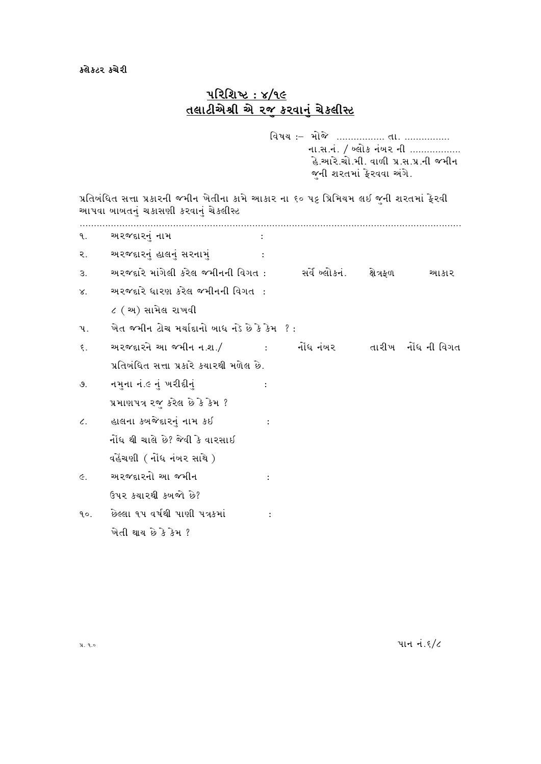કલેકટર કચેરી

## પરિશિષ્ટ : ૪/૧૯
## તલાટીએશ્રી એ રજુ કરવાનું ચેકલીસ્ટ

વિષય :– મોજે ................. તા. ................
ના.સ.નં. / બ્લોક નંબર ની ..................
હે.આરે.ચો.મી. વાળી પ્ર.સ.પ્ર.ની જમીન
જુની શરતમાં ફેરવવા અંગે.

પ્રતિબંધિત સત્તા પ્રકારની જમીન ખેતીના કામે આકાર ના ૬૦ પટ્ટ પ્રિમિયમ લઈ જુની શરતમાં ફેરવી આપવા બાબતનું ચકાસણી કરવાનું ચેકલીસ્ટ

........................................................................................................................................

૧. અરજદારનું નામ :

૨. અરજદારનું હાલનું સરનામું :

૩. અરજદારે માંગેલી કરેલ જમીનની વિગત : સર્વે બ્લોકનં. ક્ષેત્રફળ આકાર

૪. અરજદારે ધારણ કરેલ જમીનની વિગત :
   ૮ ( અ) સામેલ રાખવી

૫. ખેત જમીન ટોચ મર્યાદાનો બાધ નડે છે કે કેમ ? :

૬. અરજદારને આ જમીન ન.શ./ : નોંધ નંબર તારીખ નોંધ ની વિગત
   પ્રતિબંધિત સત્તા પ્રકારે કયારથી મળેલ છે.

૭. નમુના નં.૯ નું ખરીદીનું :
   પ્રમાણપત્ર રજુ કરેલ છે કે કેમ ?

૮. હાલના કબજેદારનું નામ કઈ :
   નોંધ થી ચાલે છે? જેવી કે વારસાઈ
   વહેંચણી ( નોંધ નંબર સાથે )

૯. અરજદારનો આ જમીન :
   ઉપર કયારથી કબજો છે?

૧૦. છેલ્લા ૧૫ વર્ષથી પાણી પત્રકમાં :
   ખેતી થાય છે કે કેમ ?

પ્ર. ૧.૦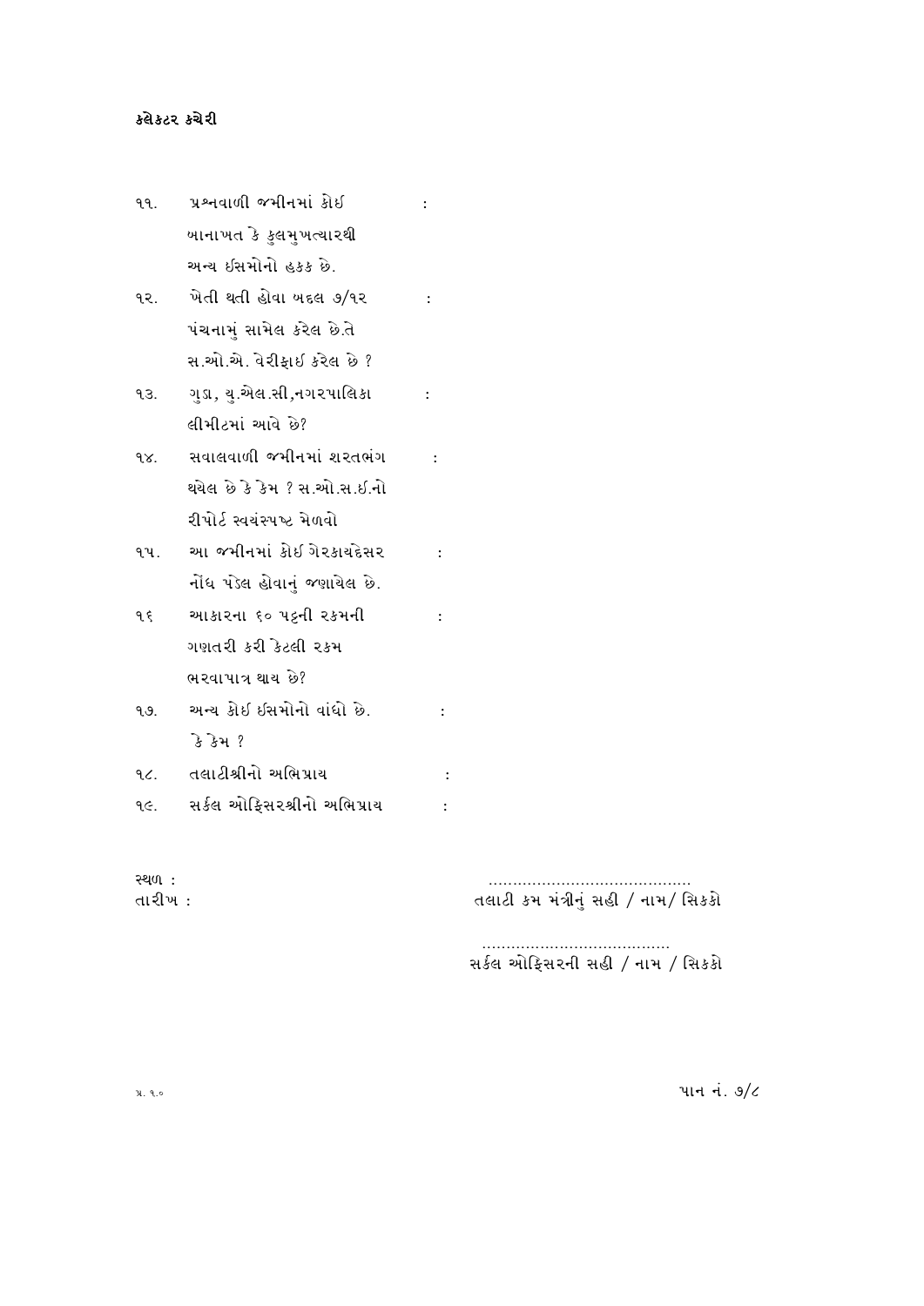**કલેક્ટર કચેરી**

| | | |
|---|---|---|
| ૧૧. | પ્રશ્નવાળી જમીનમાં કોઈ બાનાખત કે કુલમુખત્યારથી અન્ય ઈસમોનો હકક છે. | : |
| ૧૨. | ખેતી થતી હોવા બદલ ૭/૧૨ પંચનામું સામેલ કરેલ છે.તે સ.ઓ.એ. વેરીફાઈ કરેલ છે ? | : |
| ૧૩. | ગુડા, યુ.એલ.સી,નગરપાલિકા લીમીટમાં આવે છે? | : |
| ૧૪. | સવાલવાળી જમીનમાં શરતભંગ થયેલ છે કે કેમ ? સ.ઓ.સ.ઈ.નો રીપોર્ટ સ્વયંસ્પષ્ટ મેળવો | : |
| ૧૫. | આ જમીનમાં કોઈ ગેરકાયદેસર નોંધ પડેલ હોવાનું જણાયેલ છે. | : |
| ૧૬ | આકારના ૬૦ પટ્ટની રકમની ગણતરી કરી કેટલી રકમ ભરવાપાત્ર થાય છે? | : |
| ૧૭. | અન્ય કોઈ ઈસમોનો વાંધો છે. કે કેમ ? | : |
| ૧૮. | તલાટીશ્રીનો અભિપ્રાય | : |
| ૧૯. | સર્કલ ઓફિસરશ્રીનો અભિપ્રાય | : |

સ્થળ :

તારીખ :

..........................................
તલાટી કમ મંત્રીનું સહી / નામ/ સિકકો

.......................................
સર્કલ ઓફિસરની સહી / નામ / સિકકો

પ્ર. ૧.૦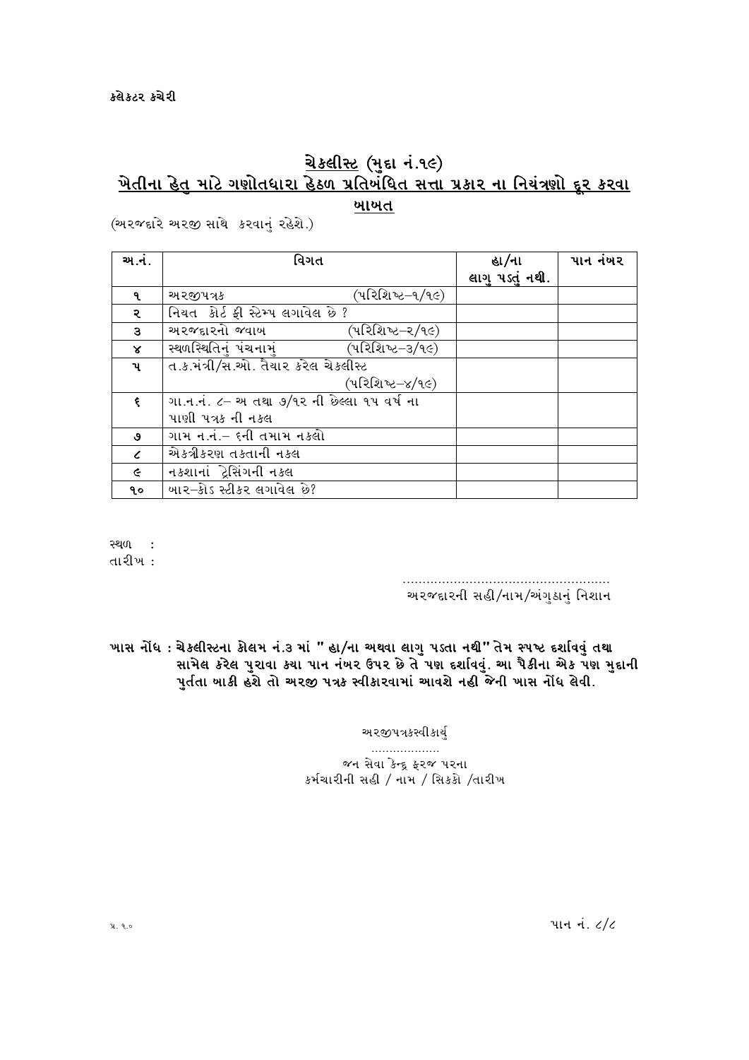કલેકટર કચેરી

## ચેકલીસ્ટ (મુદ્દા નં.૧૯)
## ખેતીના હેતુ માટે ગણોતધારા હેઠળ પ્રતિબંધિત સત્તા પ્રકાર ના નિયંત્રણો દૂર કરવા બાબત

(અરજદારે અરજી સાથે કરવાનું રહેશે.)

| અ.નં. | વિગત | હા/ના લાગુ પડતું નથી. | પાન નંબર |
|---|---|---|---|
| ૧ | અરજીપત્રક (પરિશિષ્ટ–૧/૧૯) | | |
| ૨ | નિયત કોર્ટ ફી સ્ટેમ્પ લગાવેલ છે ? | | |
| ૩ | અરજદારનો જવાબ (પરિશિષ્ટ–૨/૧૯) | | |
| ૪ | સ્થળસ્થિતિનું પંચનામું (પરિશિષ્ટ–૩/૧૯) | | |
| ૫ | ત.ક.મંત્રી/સ.ઓ. તૈયાર કરેલ ચેકલીસ્ટ (પરિશિષ્ટ–૪/૧૯) | | |
| ૬ | ગા.ન.નં. ૮– અ તથા ૭/૧૨ ની છેલ્લા ૧૫ વર્ષ ના પાણી પત્રક ની નકલ | | |
| ૭ | ગામ ન.નં.– ૬ની તમામ નકલો | | |
| ૮ | એકત્રીકરણ તક્તાની નકલ | | |
| ૯ | નકશાનાં ટ્રેસિંગની નકલ | | |
| ૧૦ | બાર–કોડ સ્ટીકર લગાવેલ છે? | | |

સ્થળ :
તારીખ :

.....................................................
અરજદારની સહી/નામ/અંગુઠાનું નિશાન

**ખાસ નોંધ : ચેકલીસ્ટના કોલમ નં.૩ માં " હા/ના અથવા લાગુ પડતા નથી" તેમ સ્પષ્ટ દર્શાવવું તથા સામેલ કરેલ પુરાવા ક્યા પાન નંબર ઉપર છે તે પણ દર્શાવવું. આ પૈકીના એક પણ મુદ્દાની પુર્તતા બાકી હશે તો અરજી પત્રક સ્વીકારવામાં આવશે નહી જેની ખાસ નોંધ લેવી.**

અરજીપત્રકસ્વીકાર્યુ
..................
જન સેવા કેન્દ્ર ફરજ પરના
કર્મચારીની સહી / નામ / સિકકો /તારીખ

પ્ર. ૧.૦